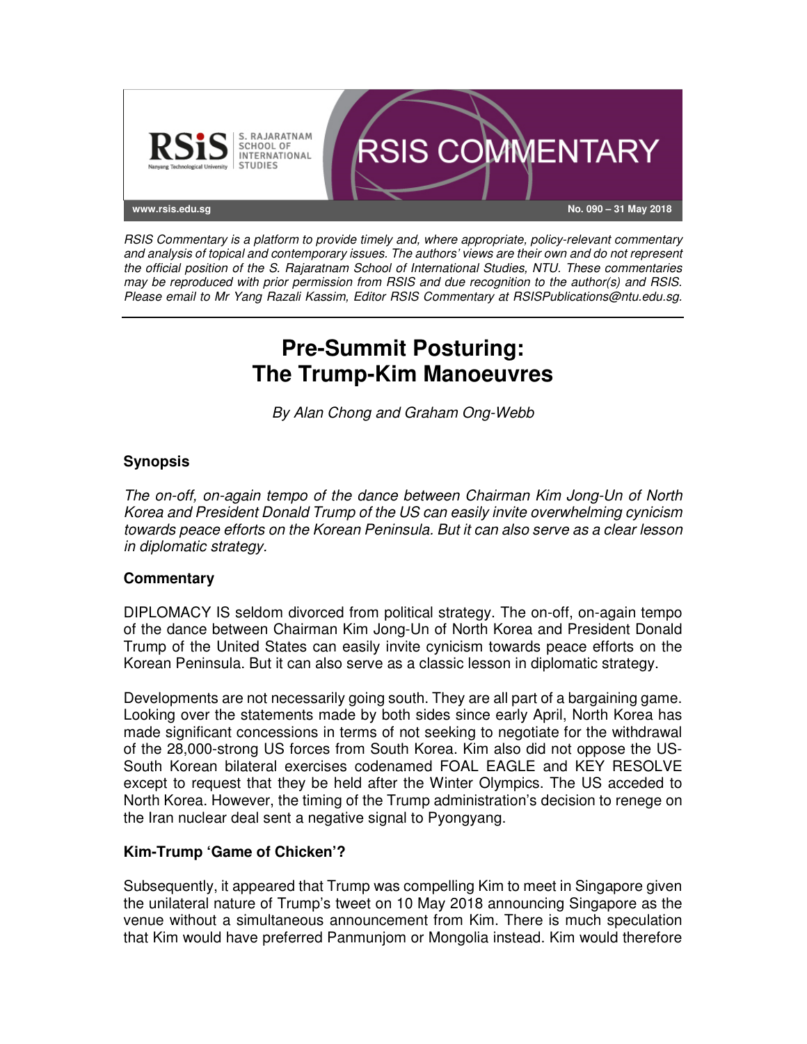RSIS COMMENTARY

www.rsis.edu.sg — No. 090 – 31 May 2018

*RSIS Commentary is a platform to provide timely and, where appropriate, policy-relevant commentary and analysis of topical and contemporary issues. The authors' views are their own and do not represent the official position of the S. Rajaratnam School of International Studies, NTU. These commentaries may be reproduced with prior permission from RSIS and due recognition to the author(s) and RSIS. Please email to Mr Yang Razali Kassim, Editor RSIS Commentary at RSISPublications@ntu.edu.sg.*

# Pre-Summit Posturing: The Trump-Kim Manoeuvres

*By Alan Chong and Graham Ong-Webb*

## Synopsis

*The on-off, on-again tempo of the dance between Chairman Kim Jong-Un of North Korea and President Donald Trump of the US can easily invite overwhelming cynicism towards peace efforts on the Korean Peninsula. But it can also serve as a clear lesson in diplomatic strategy.*

## Commentary

DIPLOMACY IS seldom divorced from political strategy. The on-off, on-again tempo of the dance between Chairman Kim Jong-Un of North Korea and President Donald Trump of the United States can easily invite cynicism towards peace efforts on the Korean Peninsula. But it can also serve as a classic lesson in diplomatic strategy.

Developments are not necessarily going south. They are all part of a bargaining game. Looking over the statements made by both sides since early April, North Korea has made significant concessions in terms of not seeking to negotiate for the withdrawal of the 28,000-strong US forces from South Korea. Kim also did not oppose the US-South Korean bilateral exercises codenamed FOAL EAGLE and KEY RESOLVE except to request that they be held after the Winter Olympics. The US acceded to North Korea. However, the timing of the Trump administration's decision to renege on the Iran nuclear deal sent a negative signal to Pyongyang.

### Kim-Trump 'Game of Chicken'?

Subsequently, it appeared that Trump was compelling Kim to meet in Singapore given the unilateral nature of Trump's tweet on 10 May 2018 announcing Singapore as the venue without a simultaneous announcement from Kim. There is much speculation that Kim would have preferred Panmunjom or Mongolia instead. Kim would therefore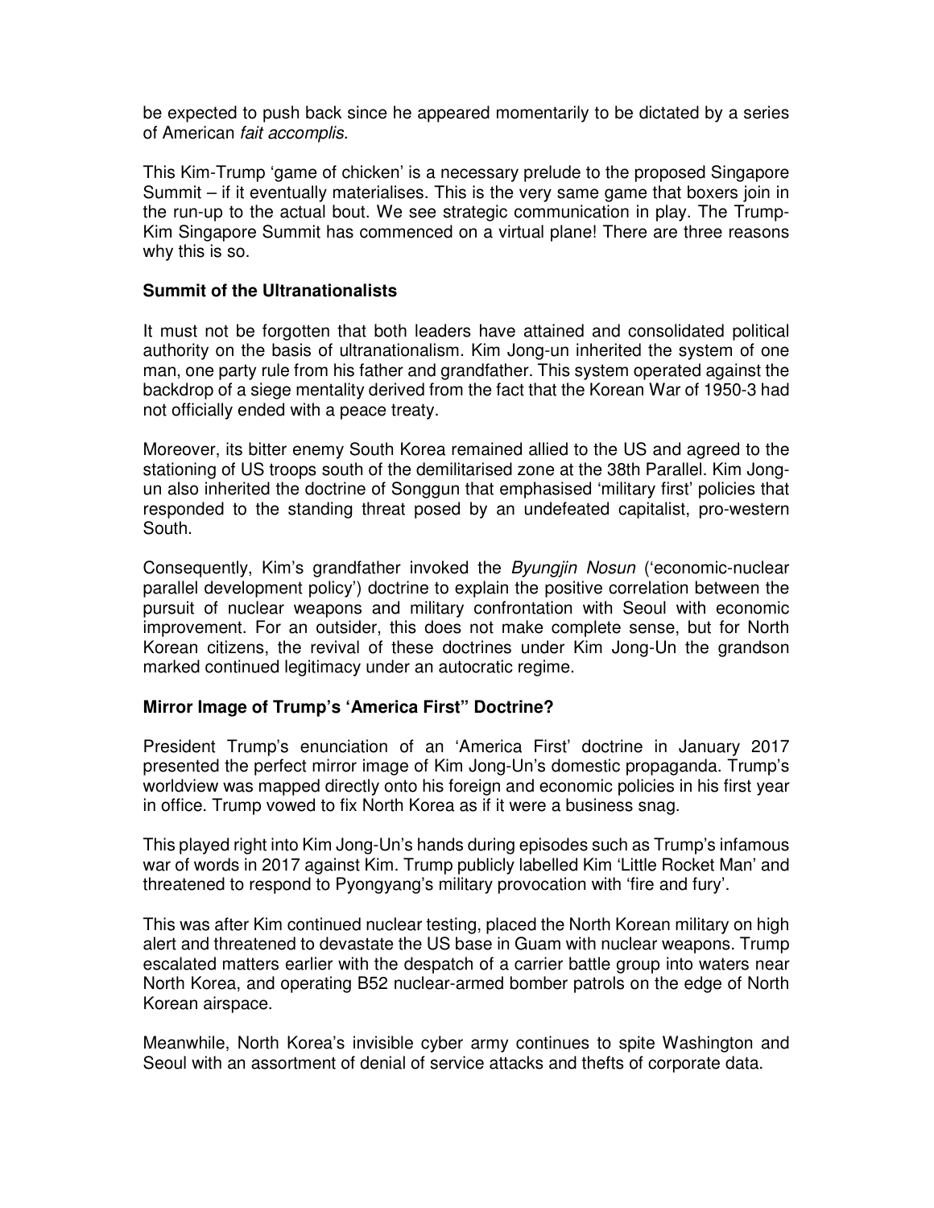be expected to push back since he appeared momentarily to be dictated by a series of American *fait accomplis*.

This Kim-Trump 'game of chicken' is a necessary prelude to the proposed Singapore Summit – if it eventually materialises. This is the very same game that boxers join in the run-up to the actual bout. We see strategic communication in play. The Trump-Kim Singapore Summit has commenced on a virtual plane! There are three reasons why this is so.

**Summit of the Ultranationalists**

It must not be forgotten that both leaders have attained and consolidated political authority on the basis of ultranationalism. Kim Jong-un inherited the system of one man, one party rule from his father and grandfather. This system operated against the backdrop of a siege mentality derived from the fact that the Korean War of 1950-3 had not officially ended with a peace treaty.

Moreover, its bitter enemy South Korea remained allied to the US and agreed to the stationing of US troops south of the demilitarised zone at the 38th Parallel. Kim Jong-un also inherited the doctrine of Songgun that emphasised 'military first' policies that responded to the standing threat posed by an undefeated capitalist, pro-western South.

Consequently, Kim's grandfather invoked the *Byungjin Nosun* ('economic-nuclear parallel development policy') doctrine to explain the positive correlation between the pursuit of nuclear weapons and military confrontation with Seoul with economic improvement. For an outsider, this does not make complete sense, but for North Korean citizens, the revival of these doctrines under Kim Jong-Un the grandson marked continued legitimacy under an autocratic regime.

**Mirror Image of Trump's 'America First" Doctrine?**

President Trump's enunciation of an 'America First' doctrine in January 2017 presented the perfect mirror image of Kim Jong-Un's domestic propaganda. Trump's worldview was mapped directly onto his foreign and economic policies in his first year in office. Trump vowed to fix North Korea as if it were a business snag.

This played right into Kim Jong-Un's hands during episodes such as Trump's infamous war of words in 2017 against Kim. Trump publicly labelled Kim 'Little Rocket Man' and threatened to respond to Pyongyang's military provocation with 'fire and fury'.

This was after Kim continued nuclear testing, placed the North Korean military on high alert and threatened to devastate the US base in Guam with nuclear weapons. Trump escalated matters earlier with the despatch of a carrier battle group into waters near North Korea, and operating B52 nuclear-armed bomber patrols on the edge of North Korean airspace.

Meanwhile, North Korea's invisible cyber army continues to spite Washington and Seoul with an assortment of denial of service attacks and thefts of corporate data.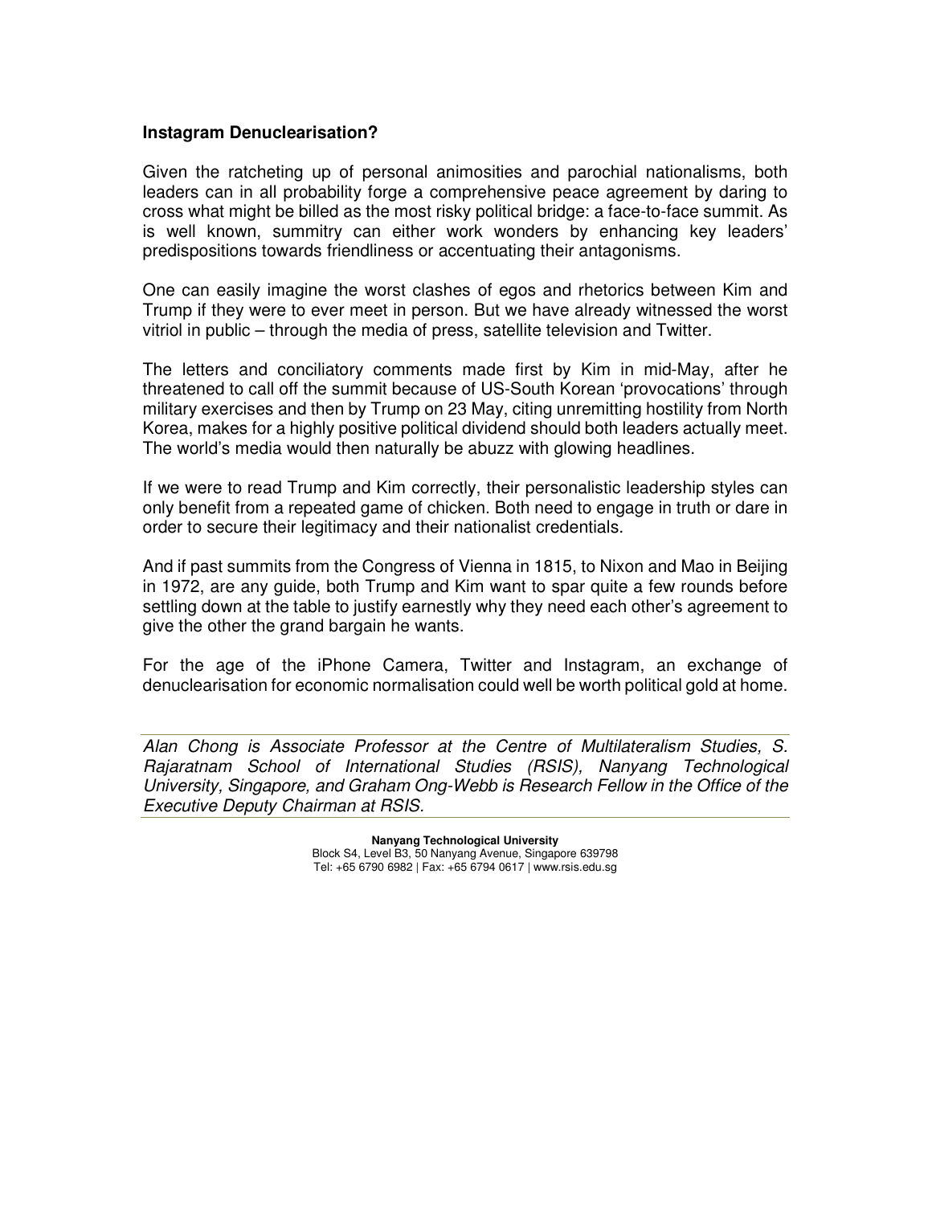**Instagram Denuclearisation?**

Given the ratcheting up of personal animosities and parochial nationalisms, both leaders can in all probability forge a comprehensive peace agreement by daring to cross what might be billed as the most risky political bridge: a face-to-face summit. As is well known, summitry can either work wonders by enhancing key leaders' predispositions towards friendliness or accentuating their antagonisms.

One can easily imagine the worst clashes of egos and rhetorics between Kim and Trump if they were to ever meet in person. But we have already witnessed the worst vitriol in public – through the media of press, satellite television and Twitter.

The letters and conciliatory comments made first by Kim in mid-May, after he threatened to call off the summit because of US-South Korean 'provocations' through military exercises and then by Trump on 23 May, citing unremitting hostility from North Korea, makes for a highly positive political dividend should both leaders actually meet. The world's media would then naturally be abuzz with glowing headlines.

If we were to read Trump and Kim correctly, their personalistic leadership styles can only benefit from a repeated game of chicken. Both need to engage in truth or dare in order to secure their legitimacy and their nationalist credentials.

And if past summits from the Congress of Vienna in 1815, to Nixon and Mao in Beijing in 1972, are any guide, both Trump and Kim want to spar quite a few rounds before settling down at the table to justify earnestly why they need each other's agreement to give the other the grand bargain he wants.

For the age of the iPhone Camera, Twitter and Instagram, an exchange of denuclearisation for economic normalisation could well be worth political gold at home.

---

*Alan Chong is Associate Professor at the Centre of Multilateralism Studies, S. Rajaratnam School of International Studies (RSIS), Nanyang Technological University, Singapore, and Graham Ong-Webb is Research Fellow in the Office of the Executive Deputy Chairman at RSIS.*

---

**Nanyang Technological University**
Block S4, Level B3, 50 Nanyang Avenue, Singapore 639798
Tel: +65 6790 6982 | Fax: +65 6794 0617 | www.rsis.edu.sg